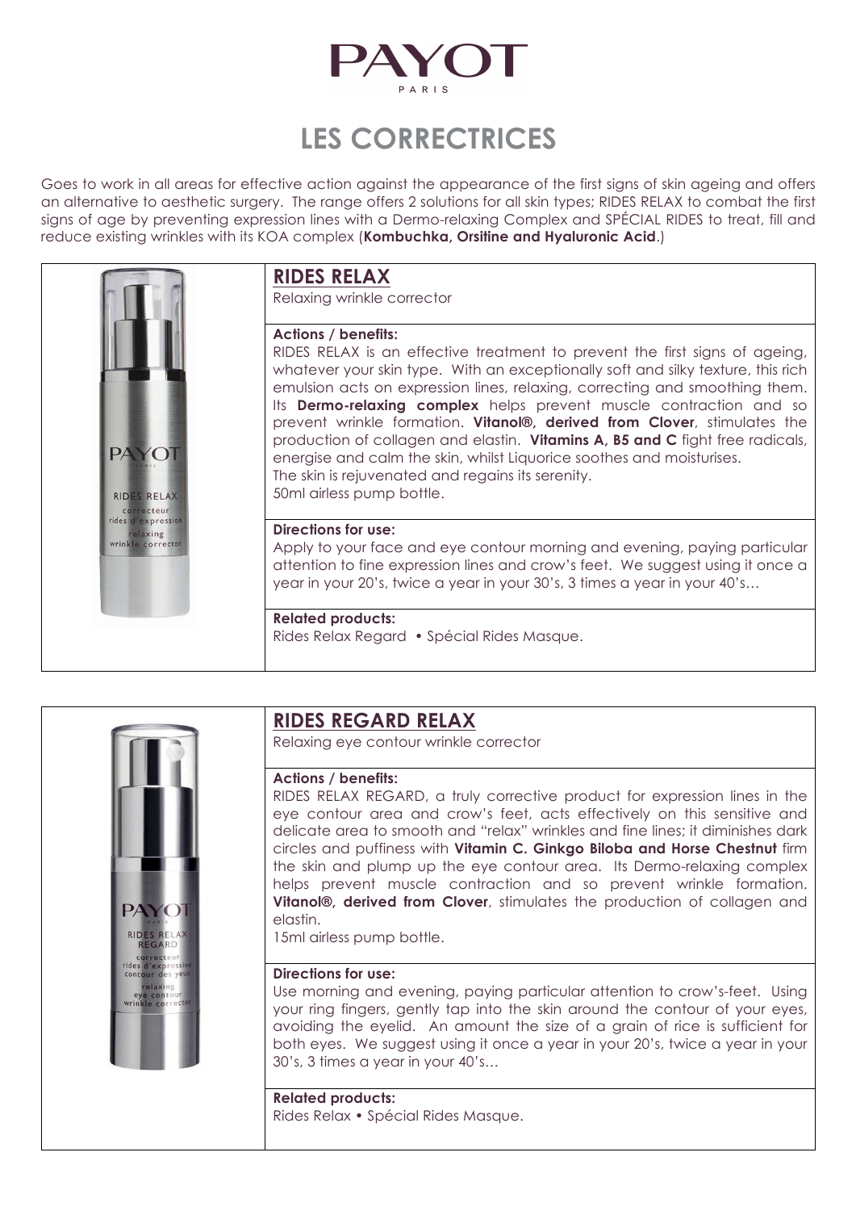# PAYOT

PARIS

## LES CORRECTRICES

Goes to work in all areas for effective action against the appearance of the first signs of skin ageing and offers an alternative to aesthetic surgery. The range offers 2 solutions for all skin types; RIDES RELAX to combat the first signs of age by preventing expression lines with a Dermo-relaxing Complex and SPÉCIAL RIDES to treat, fill and reduce existing wrinkles with its KOA complex (**Kombuchka, Orsitine and Hyaluronic Acid**.)

### RIDES RELAX

Relaxing wrinkle corrector

**Actions / benefits:**

RIDES RELAX is an effective treatment to prevent the first signs of ageing, whatever your skin type. With an exceptionally soft and silky texture, this rich emulsion acts on expression lines, relaxing, correcting and smoothing them. Its **Dermo-relaxing complex** helps prevent muscle contraction and so prevent wrinkle formation. **Vitanol®, derived from Clover**, stimulates the production of collagen and elastin. **Vitamins A, B5 and C** fight free radicals, energise and calm the skin, whilst Liquorice soothes and moisturises.
The skin is rejuvenated and regains its serenity.
50ml airless pump bottle.

**Directions for use:**

Apply to your face and eye contour morning and evening, paying particular attention to fine expression lines and crow's feet. We suggest using it once a year in your 20's, twice a year in your 30's, 3 times a year in your 40's…

**Related products:**

Rides Relax Regard • Spécial Rides Masque.

### RIDES REGARD RELAX

Relaxing eye contour wrinkle corrector

**Actions / benefits:**

RIDES RELAX REGARD, a truly corrective product for expression lines in the eye contour area and crow's feet, acts effectively on this sensitive and delicate area to smooth and "relax" wrinkles and fine lines; it diminishes dark circles and puffiness with **Vitamin C. Ginkgo Biloba and Horse Chestnut** firm the skin and plump up the eye contour area. Its Dermo-relaxing complex helps prevent muscle contraction and so prevent wrinkle formation. **Vitanol®, derived from Clover**, stimulates the production of collagen and elastin.
15ml airless pump bottle.

**Directions for use:**

Use morning and evening, paying particular attention to crow's-feet. Using your ring fingers, gently tap into the skin around the contour of your eyes, avoiding the eyelid. An amount the size of a grain of rice is sufficient for both eyes. We suggest using it once a year in your 20's, twice a year in your 30's, 3 times a year in your 40's…

**Related products:**

Rides Relax • Spécial Rides Masque.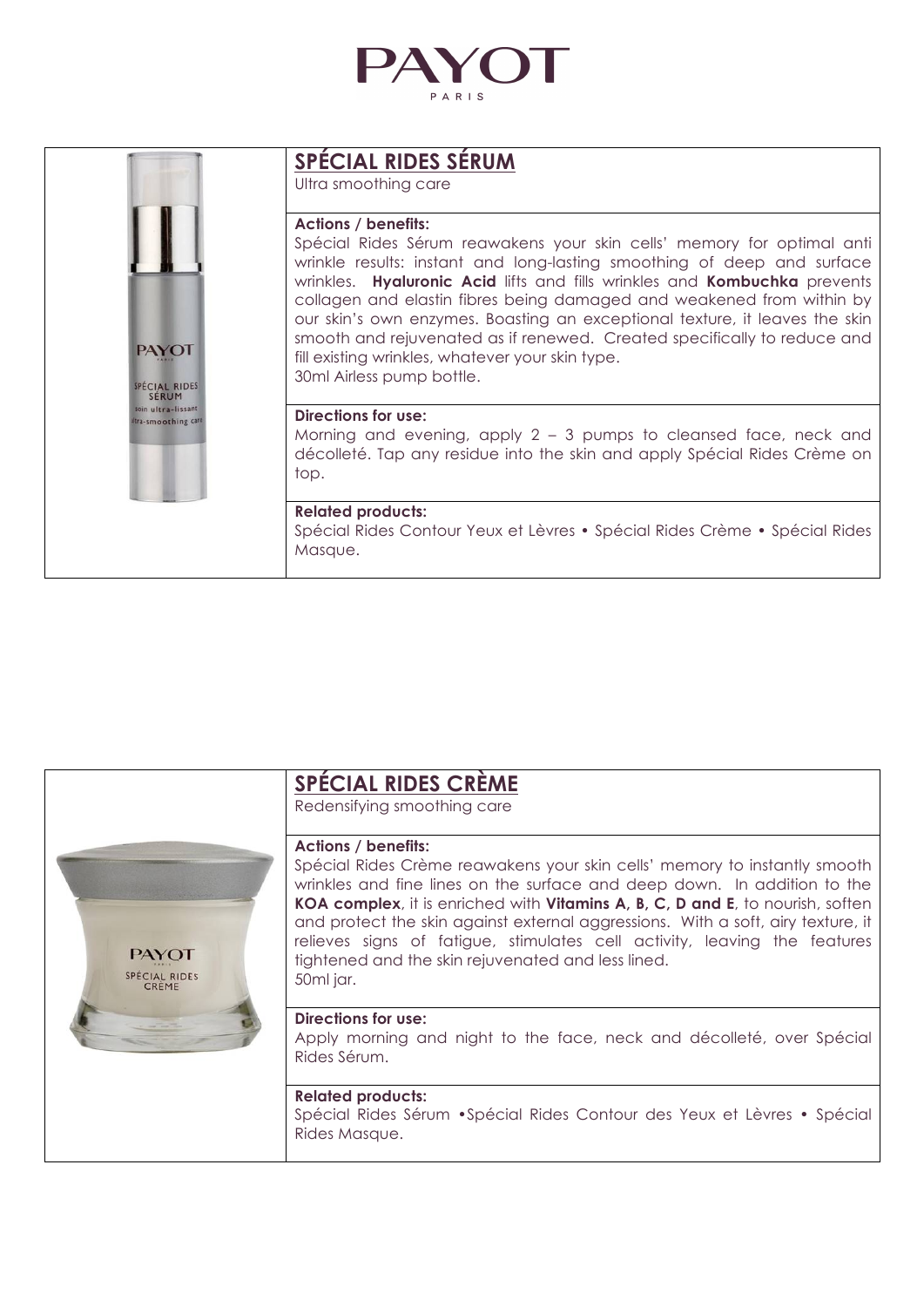# PAYOT

PARIS

## SPÉCIAL RIDES SÉRUM

Ultra smoothing care

**Actions / benefits:**

Spécial Rides Sérum reawakens your skin cells' memory for optimal anti wrinkle results: instant and long-lasting smoothing of deep and surface wrinkles. **Hyaluronic Acid** lifts and fills wrinkles and **Kombuchka** prevents collagen and elastin fibres being damaged and weakened from within by our skin's own enzymes. Boasting an exceptional texture, it leaves the skin smooth and rejuvenated as if renewed. Created specifically to reduce and fill existing wrinkles, whatever your skin type.

30ml Airless pump bottle.

**Directions for use:**

Morning and evening, apply 2 – 3 pumps to cleansed face, neck and décolleté. Tap any residue into the skin and apply Spécial Rides Crème on top.

**Related products:**

Spécial Rides Contour Yeux et Lèvres • Spécial Rides Crème • Spécial Rides Masque.

## SPÉCIAL RIDES CRÈME

Redensifying smoothing care

**Actions / benefits:**

Spécial Rides Crème reawakens your skin cells' memory to instantly smooth wrinkles and fine lines on the surface and deep down. In addition to the **KOA complex**, it is enriched with **Vitamins A, B, C, D and E**, to nourish, soften and protect the skin against external aggressions. With a soft, airy texture, it relieves signs of fatigue, stimulates cell activity, leaving the features tightened and the skin rejuvenated and less lined.

50ml jar.

**Directions for use:**

Apply morning and night to the face, neck and décolleté, over Spécial Rides Sérum.

**Related products:**

Spécial Rides Sérum •Spécial Rides Contour des Yeux et Lèvres • Spécial Rides Masque.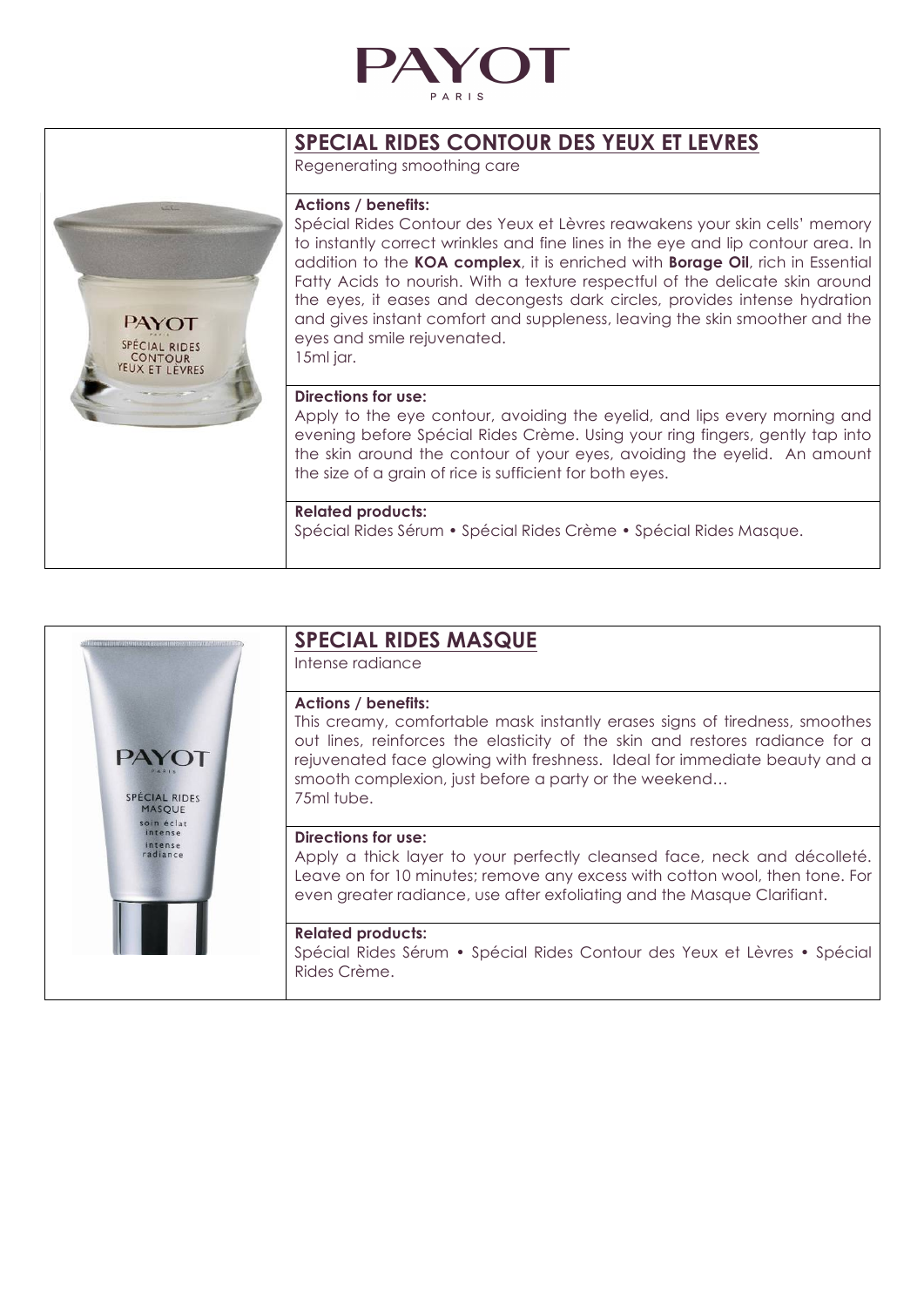PAYOT
PARIS

## SPECIAL RIDES CONTOUR DES YEUX ET LEVRES

Regenerating smoothing care

**Actions / benefits:**

Spécial Rides Contour des Yeux et Lèvres reawakens your skin cells' memory to instantly correct wrinkles and fine lines in the eye and lip contour area. In addition to the **KOA complex**, it is enriched with **Borage Oil**, rich in Essential Fatty Acids to nourish. With a texture respectful of the delicate skin around the eyes, it eases and decongests dark circles, provides intense hydration and gives instant comfort and suppleness, leaving the skin smoother and the eyes and smile rejuvenated.
15ml jar.

**Directions for use:**

Apply to the eye contour, avoiding the eyelid, and lips every morning and evening before Spécial Rides Crème. Using your ring fingers, gently tap into the skin around the contour of your eyes, avoiding the eyelid. An amount the size of a grain of rice is sufficient for both eyes.

**Related products:**

Spécial Rides Sérum • Spécial Rides Crème • Spécial Rides Masque.

## SPECIAL RIDES MASQUE

Intense radiance

**Actions / benefits:**

This creamy, comfortable mask instantly erases signs of tiredness, smoothes out lines, reinforces the elasticity of the skin and restores radiance for a rejuvenated face glowing with freshness. Ideal for immediate beauty and a smooth complexion, just before a party or the weekend…
75ml tube.

**Directions for use:**

Apply a thick layer to your perfectly cleansed face, neck and décolleté. Leave on for 10 minutes; remove any excess with cotton wool, then tone. For even greater radiance, use after exfoliating and the Masque Clarifiant.

**Related products:**

Spécial Rides Sérum • Spécial Rides Contour des Yeux et Lèvres • Spécial Rides Crème.